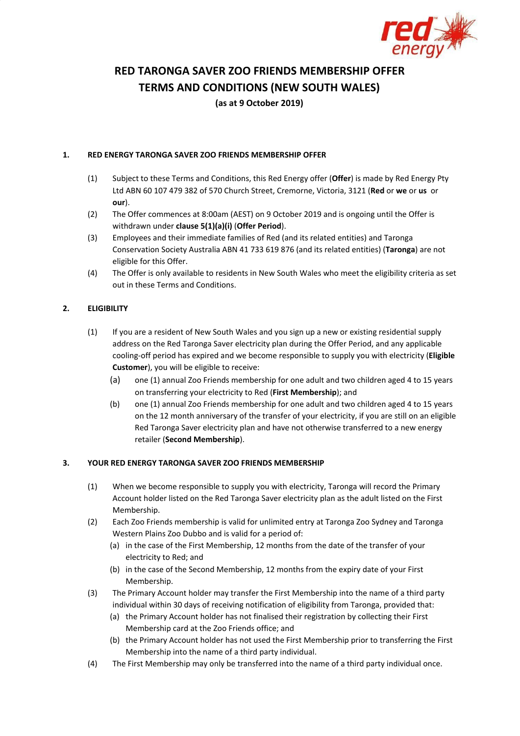# RED TARONGA SAVER ZOO FRIENDS MEMBERSHIP OFFER TERMS AND CONDITIONS (NEW SOUTH WALES)

**(as at 9 October 2019)**

## 1. RED ENERGY TARONGA SAVER ZOO FRIENDS MEMBERSHIP OFFER

(1) Subject to these Terms and Conditions, this Red Energy offer (**Offer**) is made by Red Energy Pty Ltd ABN 60 107 479 382 of 570 Church Street, Cremorne, Victoria, 3121 (**Red** or **we** or **us** or **our**).

(2) The Offer commences at 8:00am (AEST) on 9 October 2019 and is ongoing until the Offer is withdrawn under **clause 5(1)(a)(i)** (**Offer Period**).

(3) Employees and their immediate families of Red (and its related entities) and Taronga Conservation Society Australia ABN 41 733 619 876 (and its related entities) (**Taronga**) are not eligible for this Offer.

(4) The Offer is only available to residents in New South Wales who meet the eligibility criteria as set out in these Terms and Conditions.

## 2. ELIGIBILITY

(1) If you are a resident of New South Wales and you sign up a new or existing residential supply address on the Red Taronga Saver electricity plan during the Offer Period, and any applicable cooling-off period has expired and we become responsible to supply you with electricity (**Eligible Customer**), you will be eligible to receive:

(a) one (1) annual Zoo Friends membership for one adult and two children aged 4 to 15 years on transferring your electricity to Red (**First Membership**); and

(b) one (1) annual Zoo Friends membership for one adult and two children aged 4 to 15 years on the 12 month anniversary of the transfer of your electricity, if you are still on an eligible Red Taronga Saver electricity plan and have not otherwise transferred to a new energy retailer (**Second Membership**).

## 3. YOUR RED ENERGY TARONGA SAVER ZOO FRIENDS MEMBERSHIP

(1) When we become responsible to supply you with electricity, Taronga will record the Primary Account holder listed on the Red Taronga Saver electricity plan as the adult listed on the First Membership.

(2) Each Zoo Friends membership is valid for unlimited entry at Taronga Zoo Sydney and Taronga Western Plains Zoo Dubbo and is valid for a period of:

(a) in the case of the First Membership, 12 months from the date of the transfer of your electricity to Red; and

(b) in the case of the Second Membership, 12 months from the expiry date of your First Membership.

(3) The Primary Account holder may transfer the First Membership into the name of a third party individual within 30 days of receiving notification of eligibility from Taronga, provided that:

(a) the Primary Account holder has not finalised their registration by collecting their First Membership card at the Zoo Friends office; and

(b) the Primary Account holder has not used the First Membership prior to transferring the First Membership into the name of a third party individual.

(4) The First Membership may only be transferred into the name of a third party individual once.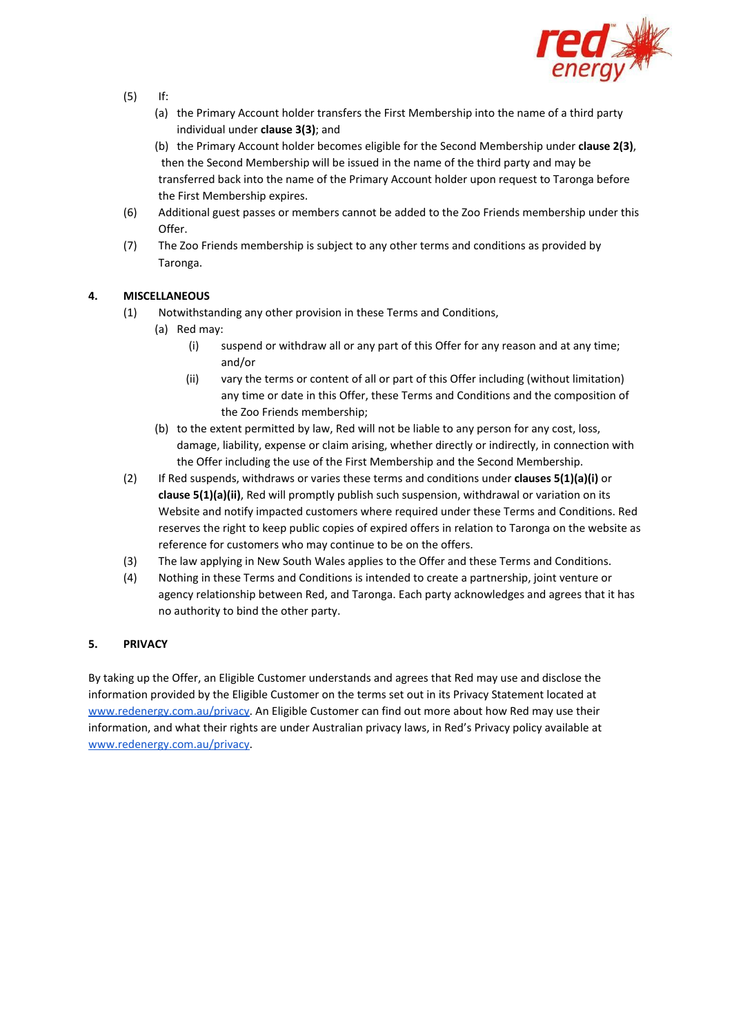(5) If:

(a) the Primary Account holder transfers the First Membership into the name of a third party individual under **clause 3(3)**; and

(b) the Primary Account holder becomes eligible for the Second Membership under **clause 2(3)**, then the Second Membership will be issued in the name of the third party and may be transferred back into the name of the Primary Account holder upon request to Taronga before the First Membership expires.

(6) Additional guest passes or members cannot be added to the Zoo Friends membership under this Offer.

(7) The Zoo Friends membership is subject to any other terms and conditions as provided by Taronga.

## 4. MISCELLANEOUS

(1) Notwithstanding any other provision in these Terms and Conditions,

(a) Red may:

(i) suspend or withdraw all or any part of this Offer for any reason and at any time; and/or

(ii) vary the terms or content of all or part of this Offer including (without limitation) any time or date in this Offer, these Terms and Conditions and the composition of the Zoo Friends membership;

(b) to the extent permitted by law, Red will not be liable to any person for any cost, loss, damage, liability, expense or claim arising, whether directly or indirectly, in connection with the Offer including the use of the First Membership and the Second Membership.

(2) If Red suspends, withdraws or varies these terms and conditions under **clauses 5(1)(a)(i)** or **clause 5(1)(a)(ii)**, Red will promptly publish such suspension, withdrawal or variation on its Website and notify impacted customers where required under these Terms and Conditions. Red reserves the right to keep public copies of expired offers in relation to Taronga on the website as reference for customers who may continue to be on the offers.

(3) The law applying in New South Wales applies to the Offer and these Terms and Conditions.

(4) Nothing in these Terms and Conditions is intended to create a partnership, joint venture or agency relationship between Red, and Taronga. Each party acknowledges and agrees that it has no authority to bind the other party.

## 5. PRIVACY

By taking up the Offer, an Eligible Customer understands and agrees that Red may use and disclose the information provided by the Eligible Customer on the terms set out in its Privacy Statement located at www.redenergy.com.au/privacy. An Eligible Customer can find out more about how Red may use their information, and what their rights are under Australian privacy laws, in Red's Privacy policy available at www.redenergy.com.au/privacy.